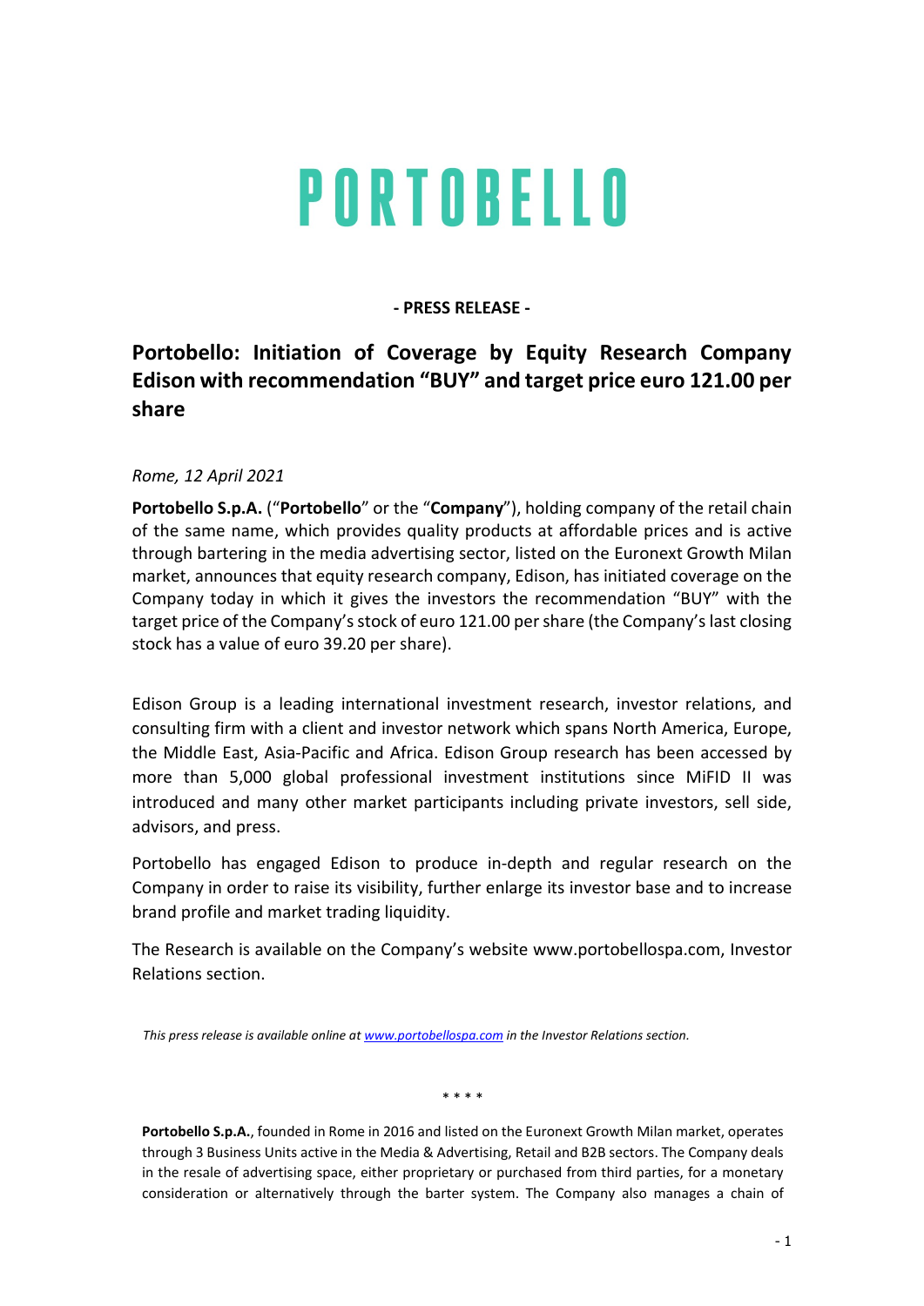# PORTOBELLO

**- PRESS RELEASE -**

## Portobello: Initiation of Coverage by Equity Research Company Edison with recommendation "BUY" and target price euro 121.00 per share

*Rome, 12 April 2021*

**Portobello S.p.A.** ("**Portobello**" or the "**Company**"), holding company of the retail chain of the same name, which provides quality products at affordable prices and is active through bartering in the media advertising sector, listed on the Euronext Growth Milan market, announces that equity research company, Edison, has initiated coverage on the Company today in which it gives the investors the recommendation "BUY" with the target price of the Company's stock of euro 121.00 per share (the Company's last closing stock has a value of euro 39.20 per share).

Edison Group is a leading international investment research, investor relations, and consulting firm with a client and investor network which spans North America, Europe, the Middle East, Asia-Pacific and Africa. Edison Group research has been accessed by more than 5,000 global professional investment institutions since MiFID II was introduced and many other market participants including private investors, sell side, advisors, and press.

Portobello has engaged Edison to produce in-depth and regular research on the Company in order to raise its visibility, further enlarge its investor base and to increase brand profile and market trading liquidity.

The Research is available on the Company's website www.portobellospa.com, Investor Relations section.

*This press release is available online at [www.portobellospa.com](www.portobellospa.com) in the Investor Relations section.*

\* \* \* \*

**Portobello S.p.A.**, founded in Rome in 2016 and listed on the Euronext Growth Milan market, operates through 3 Business Units active in the Media & Advertising, Retail and B2B sectors. The Company deals in the resale of advertising space, either proprietary or purchased from third parties, for a monetary consideration or alternatively through the barter system. The Company also manages a chain of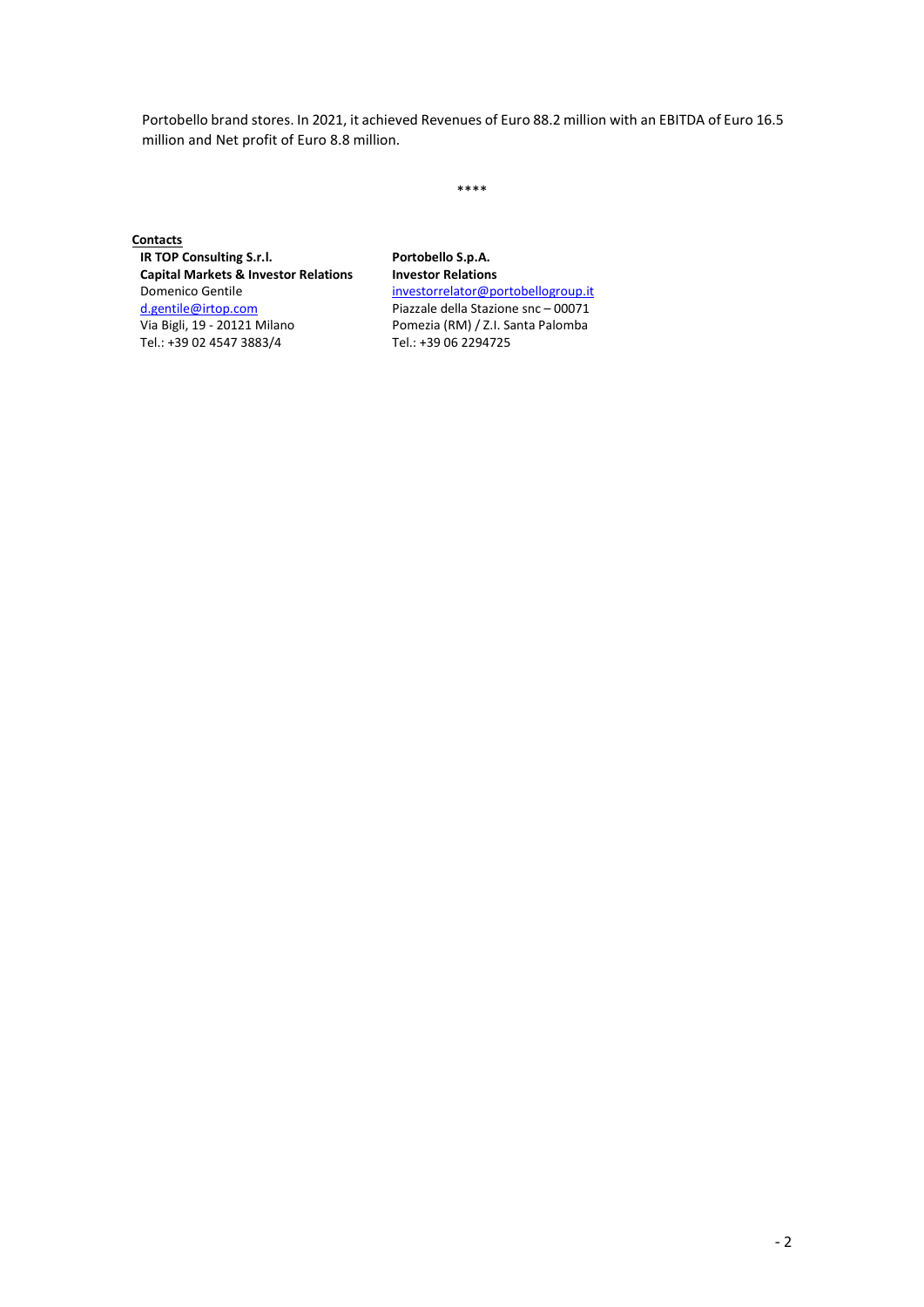Portobello brand stores. In 2021, it achieved Revenues of Euro 88.2 million with an EBITDA of Euro 16.5 million and Net profit of Euro 8.8 million.

****

**Contacts**

**IR TOP Consulting S.r.l.**
**Capital Markets & Investor Relations**
Domenico Gentile
d.gentile@irtop.com
Via Bigli, 19 - 20121 Milano
Tel.: +39 02 4547 3883/4

**Portobello S.p.A.**
**Investor Relations**
investorrelator@portobellogroup.it
Piazzale della Stazione snc – 00071
Pomezia (RM) / Z.I. Santa Palomba
Tel.: +39 06 2294725